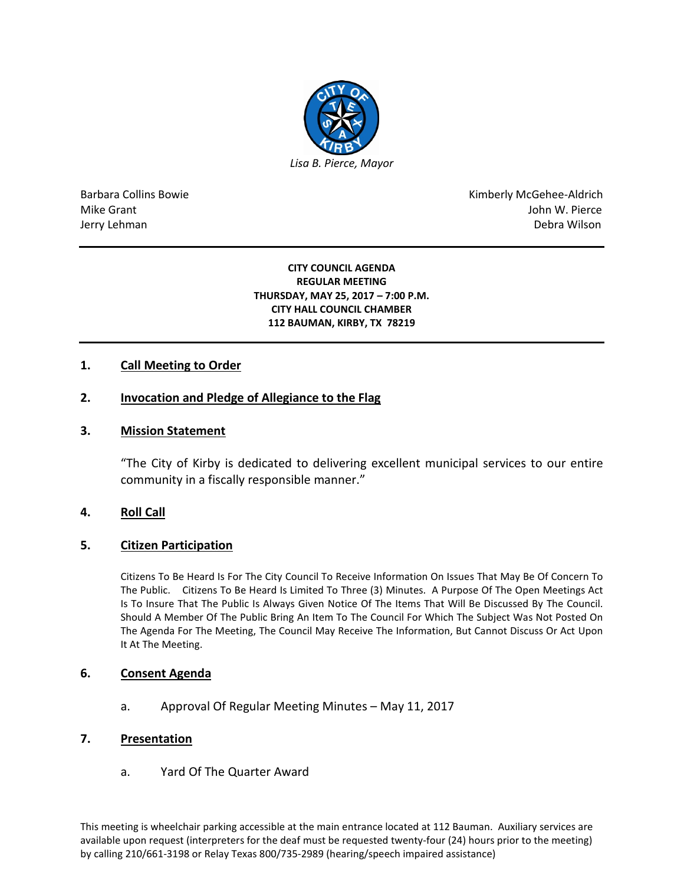*Lisa B. Pierce, Mayor*

Barbara Collins Bowie  
Mike Grant  
Jerry Lehman

Kimberly McGehee-Aldrich  
John W. Pierce  
Debra Wilson

---

**CITY COUNCIL AGENDA**  
**REGULAR MEETING**  
**THURSDAY, MAY 25, 2017 – 7:00 P.M.**  
**CITY HALL COUNCIL CHAMBER**  
**112 BAUMAN, KIRBY, TX 78219**

---

## 1. Call Meeting to Order

## 2. Invocation and Pledge of Allegiance to the Flag

## 3. Mission Statement

"The City of Kirby is dedicated to delivering excellent municipal services to our entire community in a fiscally responsible manner."

## 4. Roll Call

## 5. Citizen Participation

Citizens To Be Heard Is For The City Council To Receive Information On Issues That May Be Of Concern To The Public. Citizens To Be Heard Is Limited To Three (3) Minutes. A Purpose Of The Open Meetings Act Is To Insure That The Public Is Always Given Notice Of The Items That Will Be Discussed By The Council. Should A Member Of The Public Bring An Item To The Council For Which The Subject Was Not Posted On The Agenda For The Meeting, The Council May Receive The Information, But Cannot Discuss Or Act Upon It At The Meeting.

## 6. Consent Agenda

a. Approval Of Regular Meeting Minutes – May 11, 2017

## 7. Presentation

a. Yard Of The Quarter Award

This meeting is wheelchair parking accessible at the main entrance located at 112 Bauman. Auxiliary services are available upon request (interpreters for the deaf must be requested twenty-four (24) hours prior to the meeting) by calling 210/661-3198 or Relay Texas 800/735-2989 (hearing/speech impaired assistance)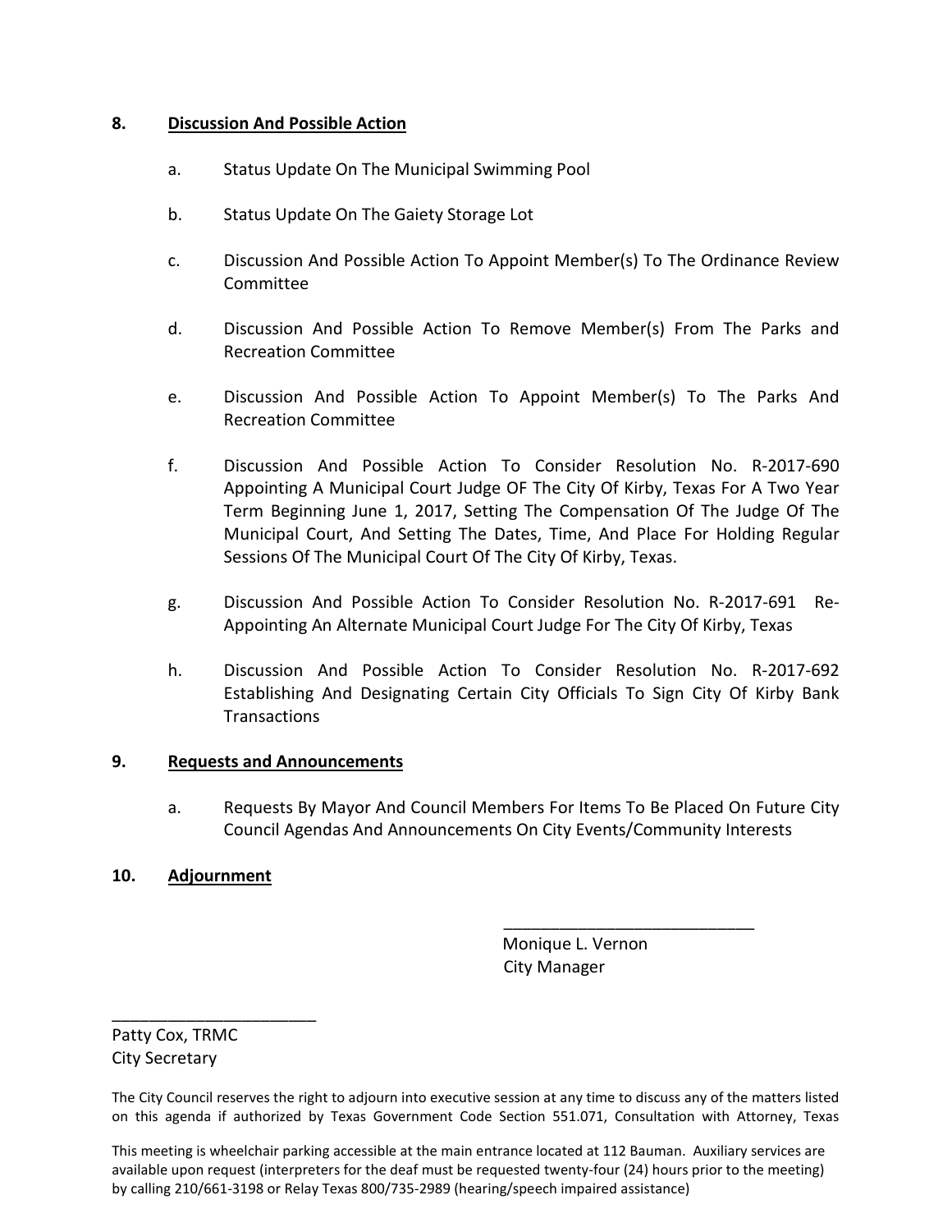**8. Discussion And Possible Action**

a. Status Update On The Municipal Swimming Pool

b. Status Update On The Gaiety Storage Lot

c. Discussion And Possible Action To Appoint Member(s) To The Ordinance Review Committee

d. Discussion And Possible Action To Remove Member(s) From The Parks and Recreation Committee

e. Discussion And Possible Action To Appoint Member(s) To The Parks And Recreation Committee

f. Discussion And Possible Action To Consider Resolution No. R-2017-690 Appointing A Municipal Court Judge OF The City Of Kirby, Texas For A Two Year Term Beginning June 1, 2017, Setting The Compensation Of The Judge Of The Municipal Court, And Setting The Dates, Time, And Place For Holding Regular Sessions Of The Municipal Court Of The City Of Kirby, Texas.

g. Discussion And Possible Action To Consider Resolution No. R-2017-691 Re-Appointing An Alternate Municipal Court Judge For The City Of Kirby, Texas

h. Discussion And Possible Action To Consider Resolution No. R-2017-692 Establishing And Designating Certain City Officials To Sign City Of Kirby Bank Transactions

**9. Requests and Announcements**

a. Requests By Mayor And Council Members For Items To Be Placed On Future City Council Agendas And Announcements On City Events/Community Interests

**10. Adjournment**

___________________________
Monique L. Vernon
City Manager

______________________
Patty Cox, TRMC
City Secretary

The City Council reserves the right to adjourn into executive session at any time to discuss any of the matters listed on this agenda if authorized by Texas Government Code Section 551.071, Consultation with Attorney, Texas

This meeting is wheelchair parking accessible at the main entrance located at 112 Bauman. Auxiliary services are available upon request (interpreters for the deaf must be requested twenty-four (24) hours prior to the meeting) by calling 210/661-3198 or Relay Texas 800/735-2989 (hearing/speech impaired assistance)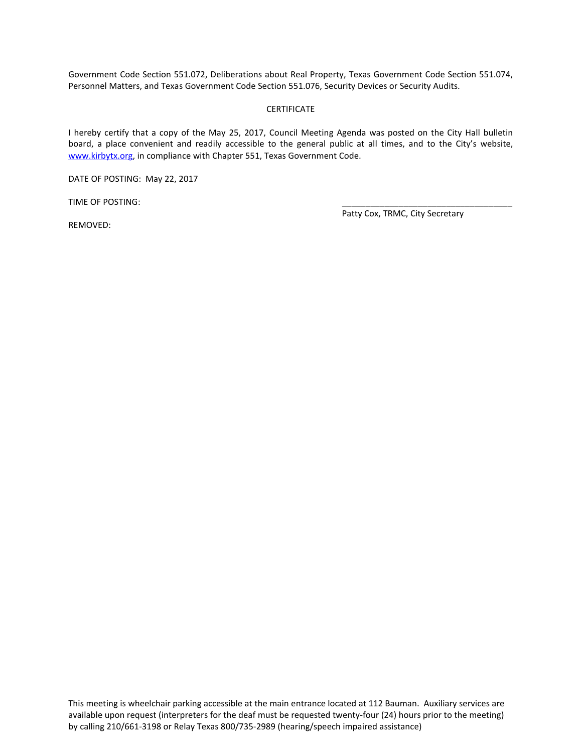Government Code Section 551.072, Deliberations about Real Property, Texas Government Code Section 551.074, Personnel Matters, and Texas Government Code Section 551.076, Security Devices or Security Audits.

CERTIFICATE

I hereby certify that a copy of the May 25, 2017, Council Meeting Agenda was posted on the City Hall bulletin board, a place convenient and readily accessible to the general public at all times, and to the City's website, www.kirbytx.org, in compliance with Chapter 551, Texas Government Code.

DATE OF POSTING: May 22, 2017

TIME OF POSTING:

_____________________________________
Patty Cox, TRMC, City Secretary

REMOVED:

This meeting is wheelchair parking accessible at the main entrance located at 112 Bauman. Auxiliary services are available upon request (interpreters for the deaf must be requested twenty-four (24) hours prior to the meeting) by calling 210/661-3198 or Relay Texas 800/735-2989 (hearing/speech impaired assistance)